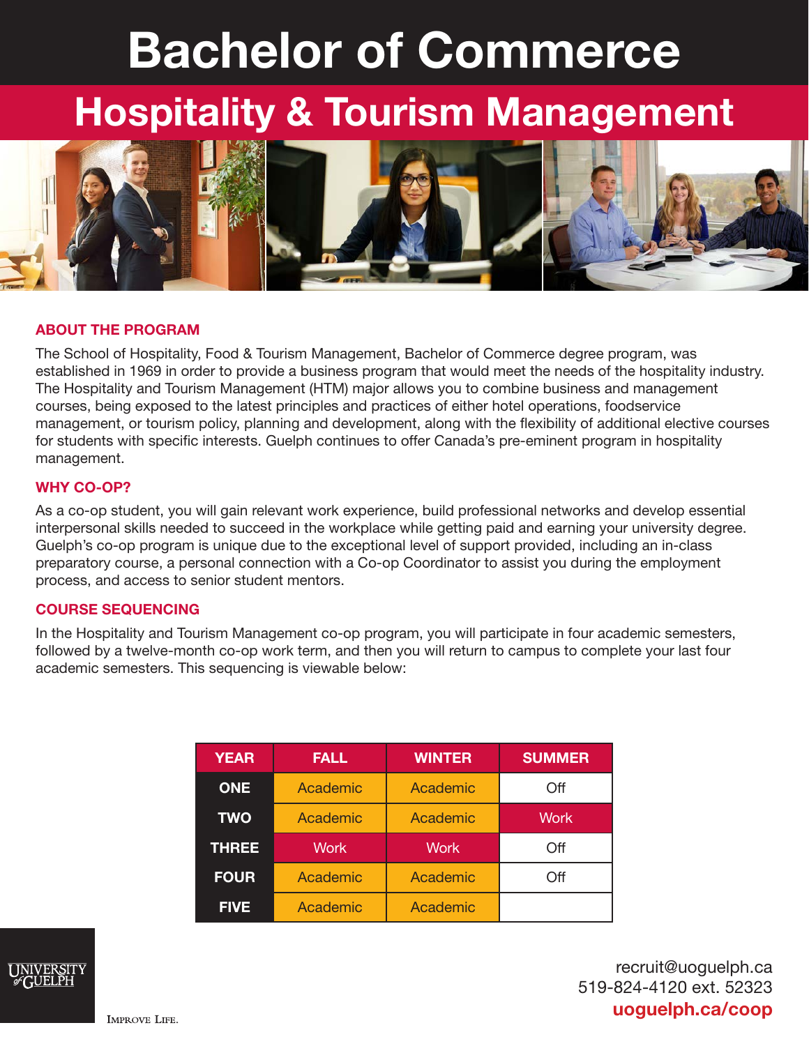# Bachelor of Commerce

## Hospitality & Tourism Management

### ABOUT THE PROGRAM

The School of Hospitality, Food & Tourism Management, Bachelor of Commerce degree program, was established in 1969 in order to provide a business program that would meet the needs of the hospitality industry. The Hospitality and Tourism Management (HTM) major allows you to combine business and management courses, being exposed to the latest principles and practices of either hotel operations, foodservice management, or tourism policy, planning and development, along with the flexibility of additional elective courses for students with specific interests. Guelph continues to offer Canada's pre-eminent program in hospitality management.

### WHY CO-OP?

As a co-op student, you will gain relevant work experience, build professional networks and develop essential interpersonal skills needed to succeed in the workplace while getting paid and earning your university degree. Guelph's co-op program is unique due to the exceptional level of support provided, including an in-class preparatory course, a personal connection with a Co-op Coordinator to assist you during the employment process, and access to senior student mentors.

### COURSE SEQUENCING

In the Hospitality and Tourism Management co-op program, you will participate in four academic semesters, followed by a twelve-month co-op work term, and then you will return to campus to complete your last four academic semesters. This sequencing is viewable below:

| YEAR | FALL | WINTER | SUMMER |
|---|---|---|---|
| ONE | Academic | Academic | Off |
| TWO | Academic | Academic | Work |
| THREE | Work | Work | Off |
| FOUR | Academic | Academic | Off |
| FIVE | Academic | Academic | |

UNIVERSITY of GUELPH

IMPROVE LIFE.

recruit@uoguelph.ca
519-824-4120 ext. 52323
**uoguelph.ca/coop**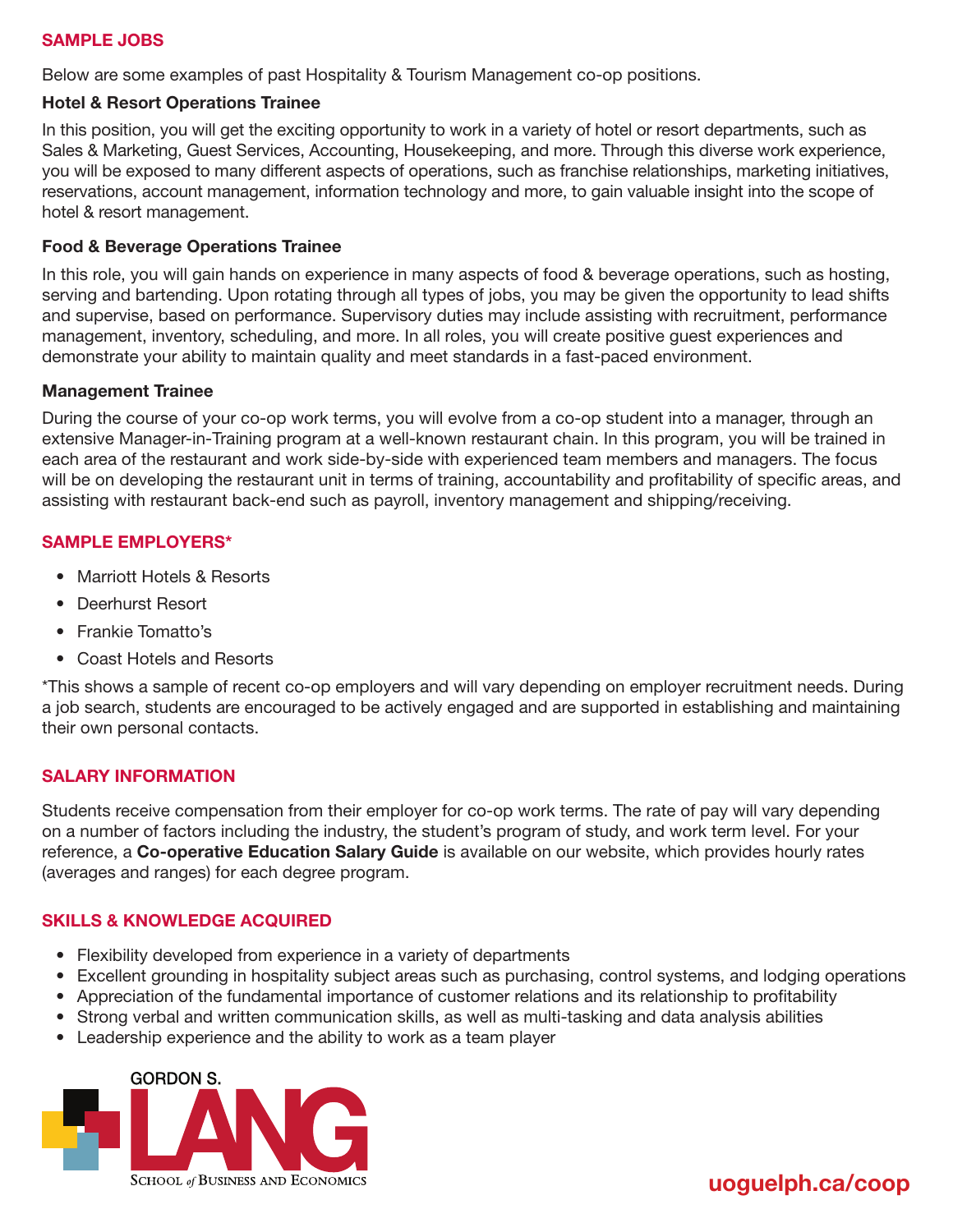## SAMPLE JOBS

Below are some examples of past Hospitality & Tourism Management co-op positions.

### Hotel & Resort Operations Trainee

In this position, you will get the exciting opportunity to work in a variety of hotel or resort departments, such as Sales & Marketing, Guest Services, Accounting, Housekeeping, and more. Through this diverse work experience, you will be exposed to many different aspects of operations, such as franchise relationships, marketing initiatives, reservations, account management, information technology and more, to gain valuable insight into the scope of hotel & resort management.

### Food & Beverage Operations Trainee

In this role, you will gain hands on experience in many aspects of food & beverage operations, such as hosting, serving and bartending. Upon rotating through all types of jobs, you may be given the opportunity to lead shifts and supervise, based on performance. Supervisory duties may include assisting with recruitment, performance management, inventory, scheduling, and more. In all roles, you will create positive guest experiences and demonstrate your ability to maintain quality and meet standards in a fast-paced environment.

### Management Trainee

During the course of your co-op work terms, you will evolve from a co-op student into a manager, through an extensive Manager-in-Training program at a well-known restaurant chain. In this program, you will be trained in each area of the restaurant and work side-by-side with experienced team members and managers. The focus will be on developing the restaurant unit in terms of training, accountability and profitability of specific areas, and assisting with restaurant back-end such as payroll, inventory management and shipping/receiving.

## SAMPLE EMPLOYERS*

- Marriott Hotels & Resorts
- Deerhurst Resort
- Frankie Tomatto's
- Coast Hotels and Resorts

*This shows a sample of recent co-op employers and will vary depending on employer recruitment needs. During a job search, students are encouraged to be actively engaged and are supported in establishing and maintaining their own personal contacts.

## SALARY INFORMATION

Students receive compensation from their employer for co-op work terms. The rate of pay will vary depending on a number of factors including the industry, the student's program of study, and work term level. For your reference, a **Co-operative Education Salary Guide** is available on our website, which provides hourly rates (averages and ranges) for each degree program.

## SKILLS & KNOWLEDGE ACQUIRED

- Flexibility developed from experience in a variety of departments
- Excellent grounding in hospitality subject areas such as purchasing, control systems, and lodging operations
- Appreciation of the fundamental importance of customer relations and its relationship to profitability
- Strong verbal and written communication skills, as well as multi-tasking and data analysis abilities
- Leadership experience and the ability to work as a team player

GORDON S. LANG School of Business and Economics

uoguelph.ca/coop